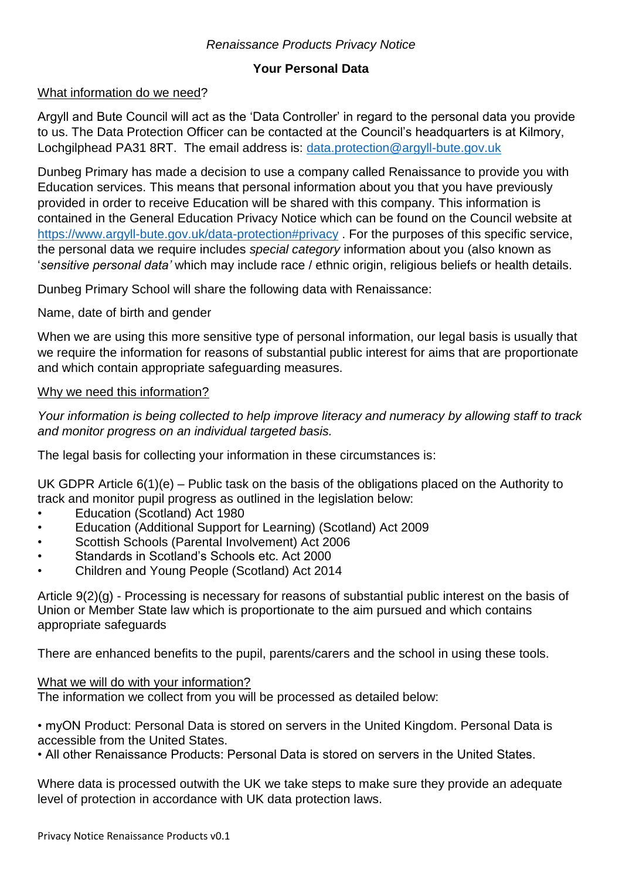*Renaissance Products Privacy Notice*

**Your Personal Data**

What information do we need?

Argyll and Bute Council will act as the 'Data Controller' in regard to the personal data you provide to us. The Data Protection Officer can be contacted at the Council's headquarters is at Kilmory, Lochgilphead PA31 8RT. The email address is: data.protection@argyll-bute.gov.uk

Dunbeg Primary has made a decision to use a company called Renaissance to provide you with Education services. This means that personal information about you that you have previously provided in order to receive Education will be shared with this company. This information is contained in the General Education Privacy Notice which can be found on the Council website at https://www.argyll-bute.gov.uk/data-protection#privacy . For the purposes of this specific service, the personal data we require includes *special category* information about you (also known as '*sensitive personal data'* which may include race / ethnic origin, religious beliefs or health details.

Dunbeg Primary School will share the following data with Renaissance:

Name, date of birth and gender

When we are using this more sensitive type of personal information, our legal basis is usually that we require the information for reasons of substantial public interest for aims that are proportionate and which contain appropriate safeguarding measures.

Why we need this information?

*Your information is being collected to help improve literacy and numeracy by allowing staff to track and monitor progress on an individual targeted basis.*

The legal basis for collecting your information in these circumstances is:

UK GDPR Article 6(1)(e) – Public task on the basis of the obligations placed on the Authority to track and monitor pupil progress as outlined in the legislation below:

- Education (Scotland) Act 1980
- Education (Additional Support for Learning) (Scotland) Act 2009
- Scottish Schools (Parental Involvement) Act 2006
- Standards in Scotland's Schools etc. Act 2000
- Children and Young People (Scotland) Act 2014

Article 9(2)(g) - Processing is necessary for reasons of substantial public interest on the basis of Union or Member State law which is proportionate to the aim pursued and which contains appropriate safeguards

There are enhanced benefits to the pupil, parents/carers and the school in using these tools.

What we will do with your information?

The information we collect from you will be processed as detailed below:

- myON Product: Personal Data is stored on servers in the United Kingdom. Personal Data is accessible from the United States.
- All other Renaissance Products: Personal Data is stored on servers in the United States.

Where data is processed outwith the UK we take steps to make sure they provide an adequate level of protection in accordance with UK data protection laws.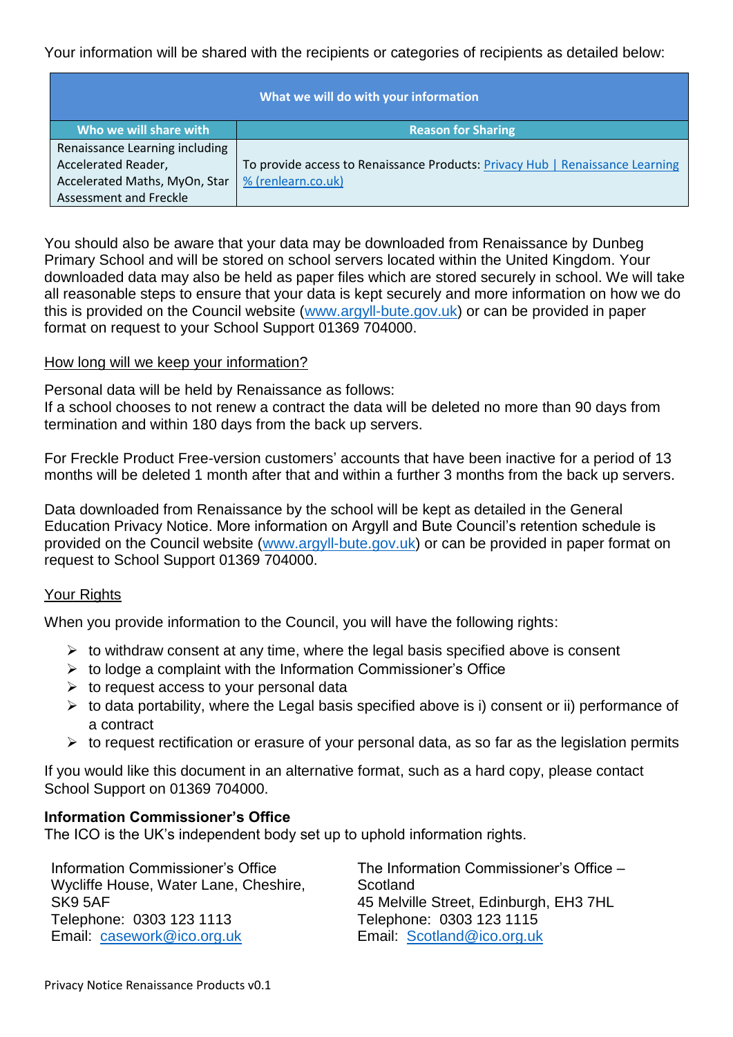Your information will be shared with the recipients or categories of recipients as detailed below:

| What we will do with your information | |
|---|---|
| **Who we will share with** | **Reason for Sharing** |
| Renaissance Learning including Accelerated Reader, Accelerated Maths, MyOn, Star Assessment and Freckle | To provide access to Renaissance Products: Privacy Hub \| Renaissance Learning % (renlearn.co.uk) |

You should also be aware that your data may be downloaded from Renaissance by Dunbeg Primary School and will be stored on school servers located within the United Kingdom. Your downloaded data may also be held as paper files which are stored securely in school. We will take all reasonable steps to ensure that your data is kept securely and more information on how we do this is provided on the Council website (www.argyll-bute.gov.uk) or can be provided in paper format on request to your School Support 01369 704000.

How long will we keep your information?

Personal data will be held by Renaissance as follows:
If a school chooses to not renew a contract the data will be deleted no more than 90 days from termination and within 180 days from the back up servers.

For Freckle Product Free-version customers' accounts that have been inactive for a period of 13 months will be deleted 1 month after that and within a further 3 months from the back up servers.

Data downloaded from Renaissance by the school will be kept as detailed in the General Education Privacy Notice. More information on Argyll and Bute Council's retention schedule is provided on the Council website (www.argyll-bute.gov.uk) or can be provided in paper format on request to School Support 01369 704000.

Your Rights

When you provide information to the Council, you will have the following rights:

- to withdraw consent at any time, where the legal basis specified above is consent
- to lodge a complaint with the Information Commissioner's Office
- to request access to your personal data
- to data portability, where the Legal basis specified above is i) consent or ii) performance of a contract
- to request rectification or erasure of your personal data, as so far as the legislation permits

If you would like this document in an alternative format, such as a hard copy, please contact School Support on 01369 704000.

**Information Commissioner's Office**
The ICO is the UK's independent body set up to uphold information rights.

Information Commissioner's Office
Wycliffe House, Water Lane, Cheshire, SK9 5AF
Telephone: 0303 123 1113
Email: casework@ico.org.uk

The Information Commissioner's Office – Scotland
45 Melville Street, Edinburgh, EH3 7HL
Telephone: 0303 123 1115
Email: Scotland@ico.org.uk

Privacy Notice Renaissance Products v0.1